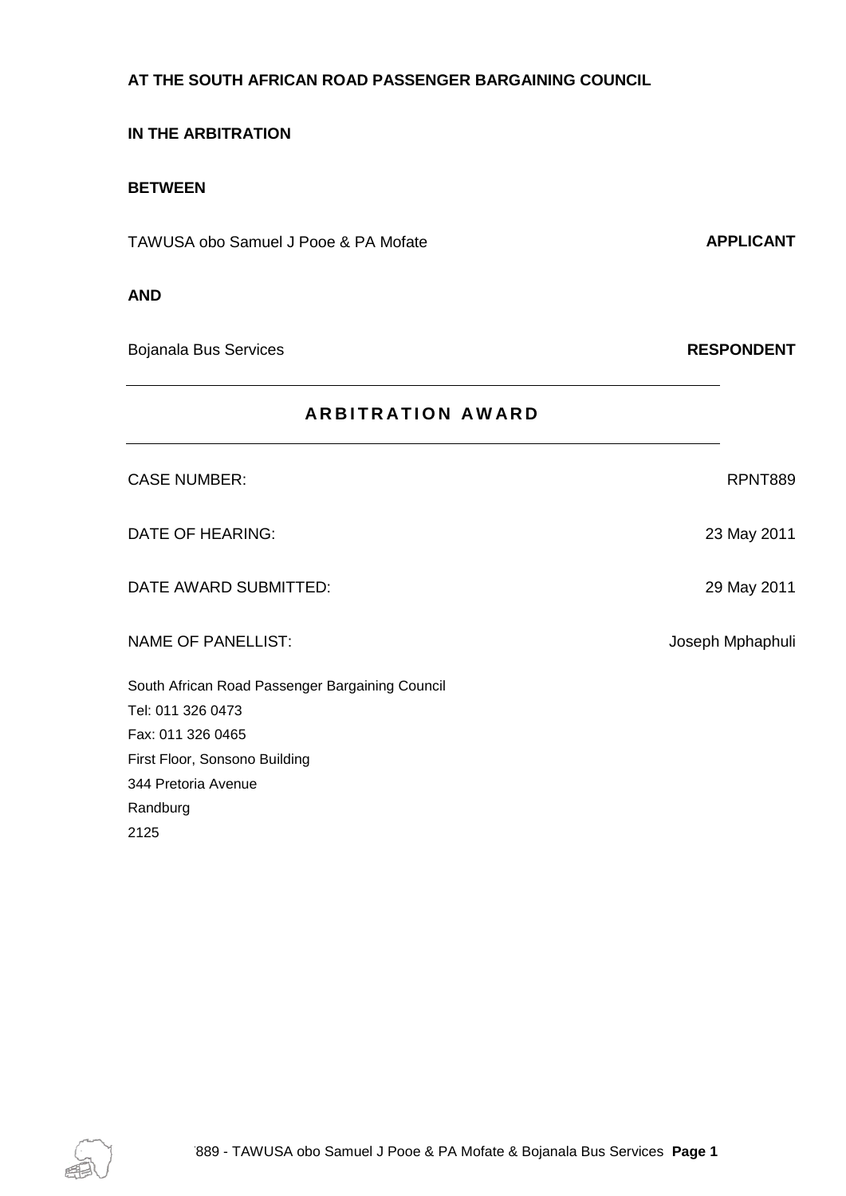**AT THE SOUTH AFRICAN ROAD PASSENGER BARGAINING COUNCIL**

**IN THE ARBITRATION**

**BETWEEN**

TAWUSA obo Samuel J Pooe & PA Mofate **APPLICANT**

**AND**

Bojanala Bus Services **RESPONDENT**

---

# ARBITRATION AWARD

---

CASE NUMBER: RPNT889

DATE OF HEARING: 23 May 2011

DATE AWARD SUBMITTED: 29 May 2011

NAME OF PANELLIST: Joseph Mphaphuli

South African Road Passenger Bargaining Council
Tel: 011 326 0473
Fax: 011 326 0465
First Floor, Sonsono Building
344 Pretoria Avenue
Randburg
2125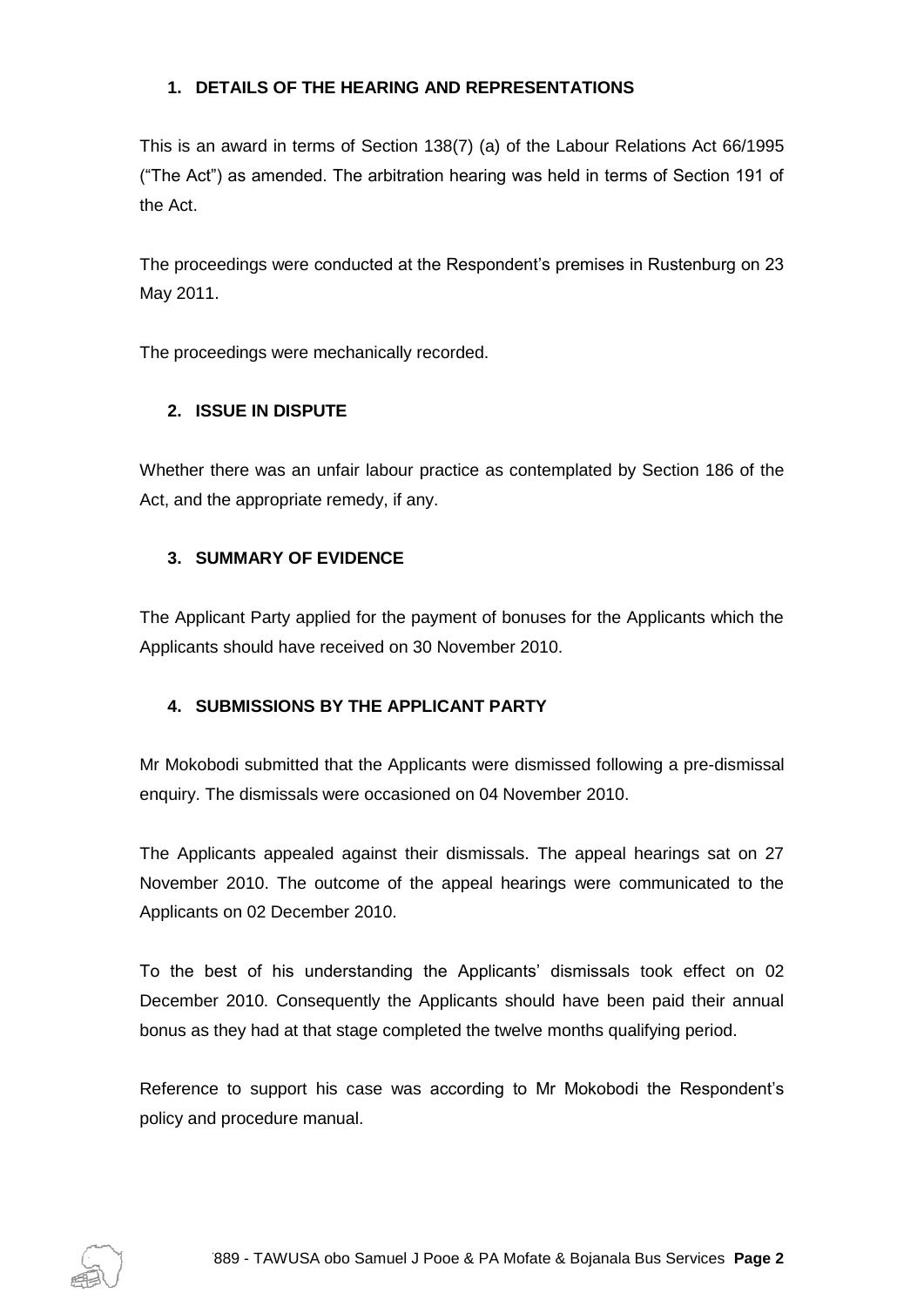## 1. DETAILS OF THE HEARING AND REPRESENTATIONS

This is an award in terms of Section 138(7) (a) of the Labour Relations Act 66/1995 ("The Act") as amended. The arbitration hearing was held in terms of Section 191 of the Act.

The proceedings were conducted at the Respondent's premises in Rustenburg on 23 May 2011.

The proceedings were mechanically recorded.

## 2. ISSUE IN DISPUTE

Whether there was an unfair labour practice as contemplated by Section 186 of the Act, and the appropriate remedy, if any.

## 3. SUMMARY OF EVIDENCE

The Applicant Party applied for the payment of bonuses for the Applicants which the Applicants should have received on 30 November 2010.

## 4. SUBMISSIONS BY THE APPLICANT PARTY

Mr Mokobodi submitted that the Applicants were dismissed following a pre-dismissal enquiry. The dismissals were occasioned on 04 November 2010.

The Applicants appealed against their dismissals. The appeal hearings sat on 27 November 2010. The outcome of the appeal hearings were communicated to the Applicants on 02 December 2010.

To the best of his understanding the Applicants' dismissals took effect on 02 December 2010. Consequently the Applicants should have been paid their annual bonus as they had at that stage completed the twelve months qualifying period.

Reference to support his case was according to Mr Mokobodi the Respondent's policy and procedure manual.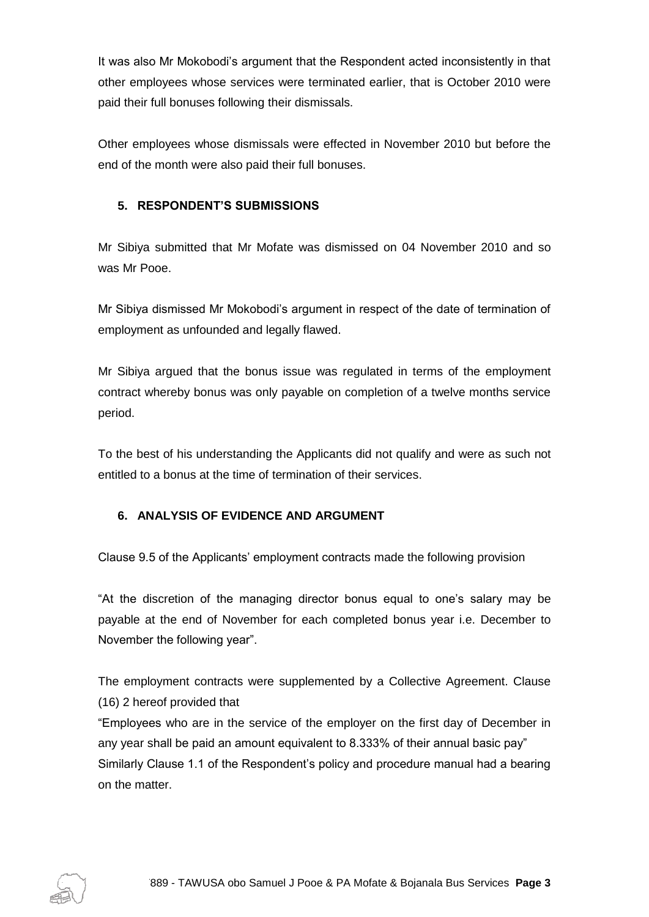It was also Mr Mokobodi's argument that the Respondent acted inconsistently in that other employees whose services were terminated earlier, that is October 2010 were paid their full bonuses following their dismissals.

Other employees whose dismissals were effected in November 2010 but before the end of the month were also paid their full bonuses.

### 5. RESPONDENT'S SUBMISSIONS

Mr Sibiya submitted that Mr Mofate was dismissed on 04 November 2010 and so was Mr Pooe.

Mr Sibiya dismissed Mr Mokobodi's argument in respect of the date of termination of employment as unfounded and legally flawed.

Mr Sibiya argued that the bonus issue was regulated in terms of the employment contract whereby bonus was only payable on completion of a twelve months service period.

To the best of his understanding the Applicants did not qualify and were as such not entitled to a bonus at the time of termination of their services.

### 6. ANALYSIS OF EVIDENCE AND ARGUMENT

Clause 9.5 of the Applicants' employment contracts made the following provision

"At the discretion of the managing director bonus equal to one's salary may be payable at the end of November for each completed bonus year i.e. December to November the following year".

The employment contracts were supplemented by a Collective Agreement. Clause (16) 2 hereof provided that

"Employees who are in the service of the employer on the first day of December in any year shall be paid an amount equivalent to 8.333% of their annual basic pay"

Similarly Clause 1.1 of the Respondent's policy and procedure manual had a bearing on the matter.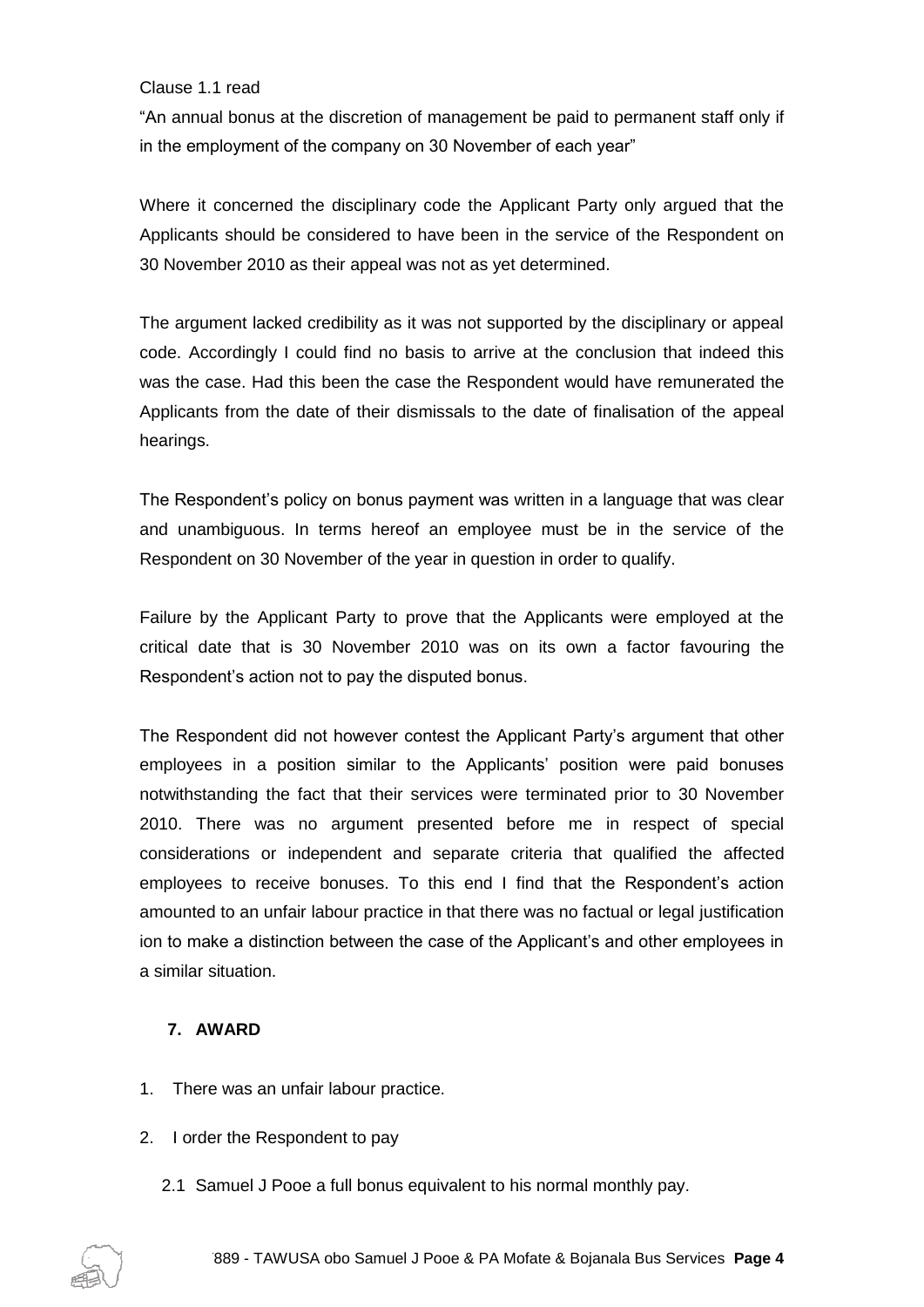Clause 1.1 read

"An annual bonus at the discretion of management be paid to permanent staff only if in the employment of the company on 30 November of each year"

Where it concerned the disciplinary code the Applicant Party only argued that the Applicants should be considered to have been in the service of the Respondent on 30 November 2010 as their appeal was not as yet determined.

The argument lacked credibility as it was not supported by the disciplinary or appeal code. Accordingly I could find no basis to arrive at the conclusion that indeed this was the case. Had this been the case the Respondent would have remunerated the Applicants from the date of their dismissals to the date of finalisation of the appeal hearings.

The Respondent's policy on bonus payment was written in a language that was clear and unambiguous. In terms hereof an employee must be in the service of the Respondent on 30 November of the year in question in order to qualify.

Failure by the Applicant Party to prove that the Applicants were employed at the critical date that is 30 November 2010 was on its own a factor favouring the Respondent's action not to pay the disputed bonus.

The Respondent did not however contest the Applicant Party's argument that other employees in a position similar to the Applicants' position were paid bonuses notwithstanding the fact that their services were terminated prior to 30 November 2010. There was no argument presented before me in respect of special considerations or independent and separate criteria that qualified the affected employees to receive bonuses. To this end I find that the Respondent's action amounted to an unfair labour practice in that there was no factual or legal justification ion to make a distinction between the case of the Applicant's and other employees in a similar situation.

## 7. AWARD

1. There was an unfair labour practice.
2. I order the Respondent to pay
   2.1 Samuel J Pooe a full bonus equivalent to his normal monthly pay.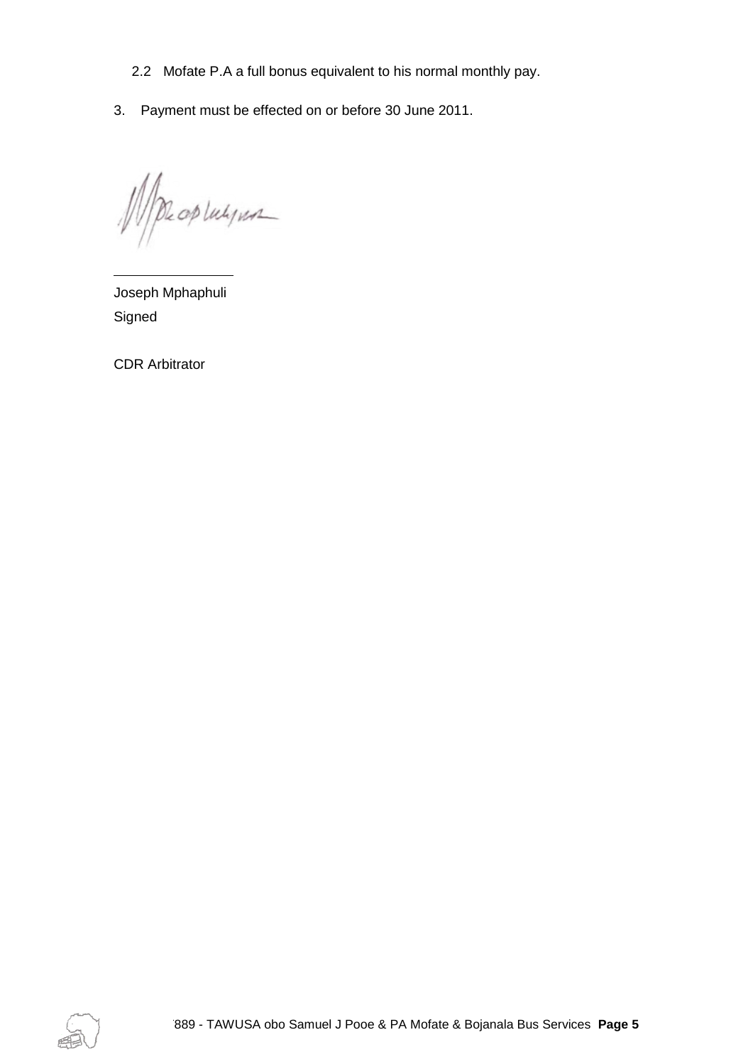2.2 Mofate P.A a full bonus equivalent to his normal monthly pay.

3. Payment must be effected on or before 30 June 2011.

Joseph Mphaphuli
Signed

CDR Arbitrator